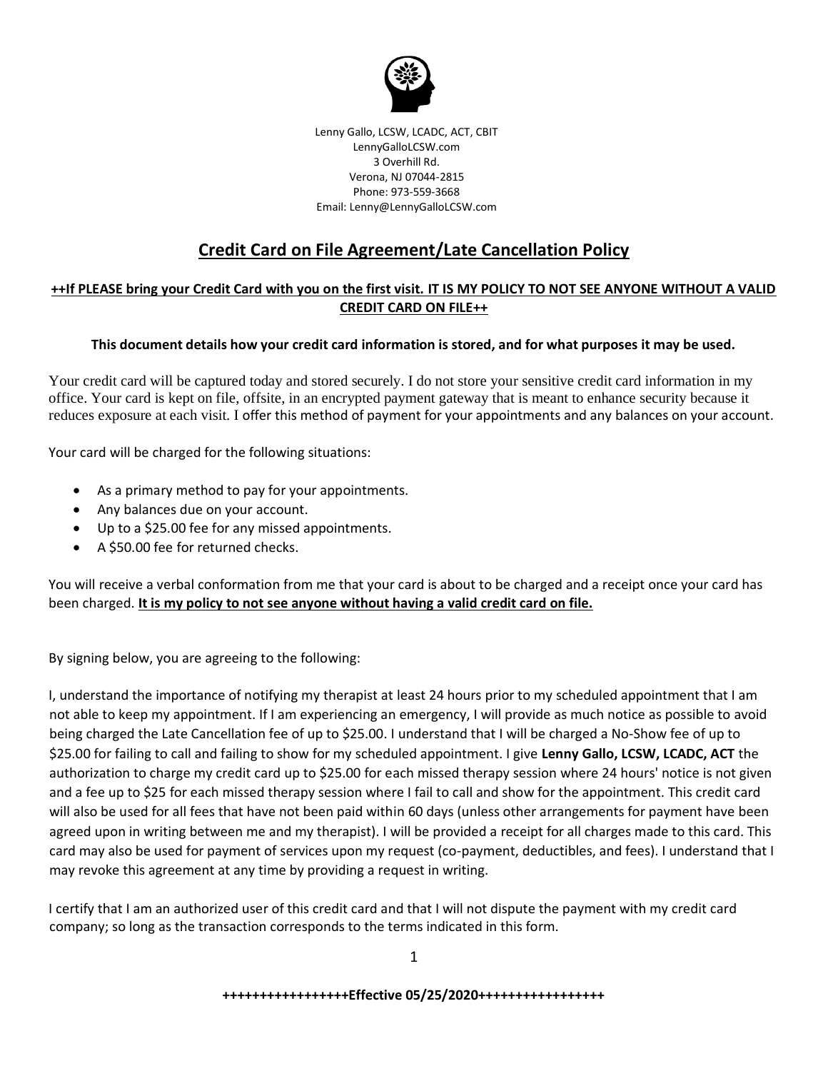Lenny Gallo, LCSW, LCADC, ACT, CBIT
LennyGalloLCSW.com
3 Overhill Rd.
Verona, NJ 07044-2815
Phone: 973-559-3668
Email: Lenny@LennyGalloLCSW.com

# Credit Card on File Agreement/Late Cancellation Policy

**++If PLEASE bring your Credit Card with you on the first visit. IT IS MY POLICY TO NOT SEE ANYONE WITHOUT A VALID CREDIT CARD ON FILE++**

**This document details how your credit card information is stored, and for what purposes it may be used.**

Your credit card will be captured today and stored securely. I do not store your sensitive credit card information in my office. Your card is kept on file, offsite, in an encrypted payment gateway that is meant to enhance security because it reduces exposure at each visit. I offer this method of payment for your appointments and any balances on your account.

Your card will be charged for the following situations:

- As a primary method to pay for your appointments.
- Any balances due on your account.
- Up to a $25.00 fee for any missed appointments.
- A $50.00 fee for returned checks.

You will receive a verbal conformation from me that your card is about to be charged and a receipt once your card has been charged. **It is my policy to not see anyone without having a valid credit card on file.**

By signing below, you are agreeing to the following:

I, understand the importance of notifying my therapist at least 24 hours prior to my scheduled appointment that I am not able to keep my appointment. If I am experiencing an emergency, I will provide as much notice as possible to avoid being charged the Late Cancellation fee of up to $25.00. I understand that I will be charged a No-Show fee of up to $25.00 for failing to call and failing to show for my scheduled appointment. I give **Lenny Gallo, LCSW, LCADC, ACT** the authorization to charge my credit card up to $25.00 for each missed therapy session where 24 hours' notice is not given and a fee up to $25 for each missed therapy session where I fail to call and show for the appointment. This credit card will also be used for all fees that have not been paid within 60 days (unless other arrangements for payment have been agreed upon in writing between me and my therapist). I will be provided a receipt for all charges made to this card. This card may also be used for payment of services upon my request (co-payment, deductibles, and fees). I understand that I may revoke this agreement at any time by providing a request in writing.

I certify that I am an authorized user of this credit card and that I will not dispute the payment with my credit card company; so long as the transaction corresponds to the terms indicated in this form.

**+++++++++++++++++Effective 05/25/2020+++++++++++++++++**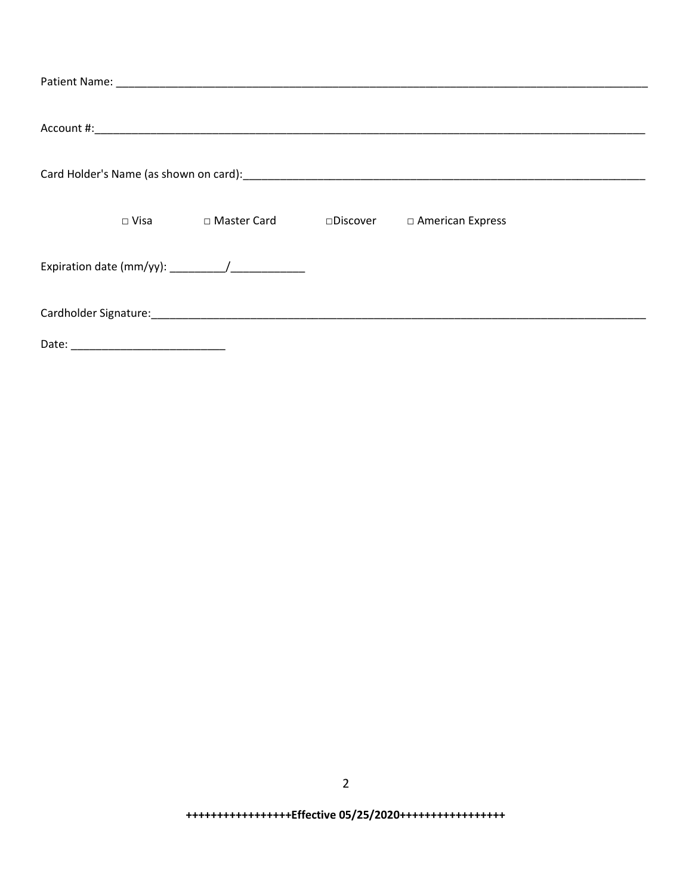Patient Name: ___________________________________________________________________________________________

Account #:______________________________________________________________________________________________

Card Holder's Name (as shown on card):_________________________________________________________________________

□ Visa □ Master Card □Discover □ American Express

Expiration date (mm/yy): _________/____________

Cardholder Signature:_______________________________________________________________________________________

Date: _________________________

+++++++++++++++++Effective 05/25/2020+++++++++++++++++